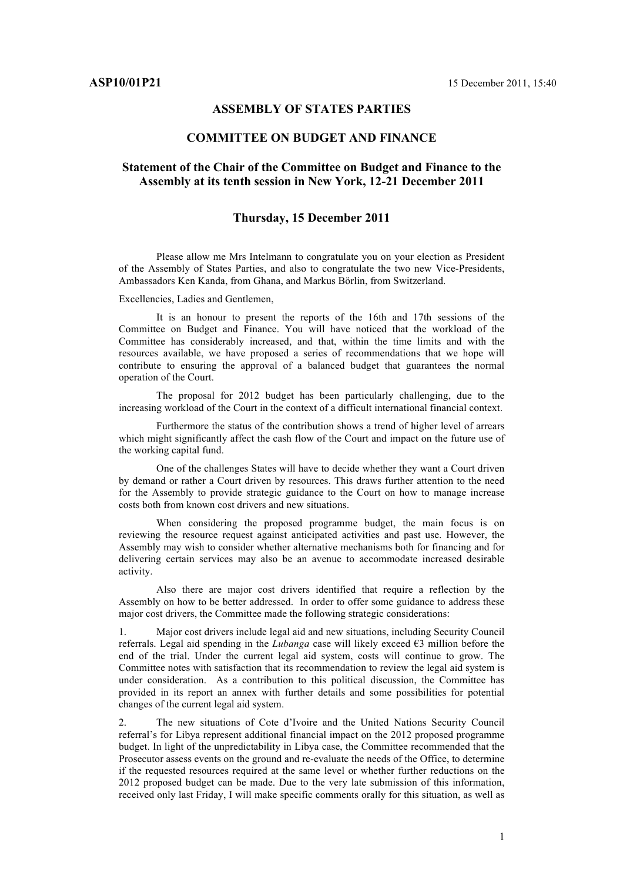**ASP10/01P21** 15 December 2011, 15:40

# ASSEMBLY OF STATES PARTIES

## COMMITTEE ON BUDGET AND FINANCE

### Statement of the Chair of the Committee on Budget and Finance to the Assembly at its tenth session in New York, 12-21 December 2011

### Thursday, 15 December 2011

Please allow me Mrs Intelmann to congratulate you on your election as President of the Assembly of States Parties, and also to congratulate the two new Vice-Presidents, Ambassadors Ken Kanda, from Ghana, and Markus Börlin, from Switzerland.

Excellencies, Ladies and Gentlemen,

It is an honour to present the reports of the 16th and 17th sessions of the Committee on Budget and Finance. You will have noticed that the workload of the Committee has considerably increased, and that, within the time limits and with the resources available, we have proposed a series of recommendations that we hope will contribute to ensuring the approval of a balanced budget that guarantees the normal operation of the Court.

The proposal for 2012 budget has been particularly challenging, due to the increasing workload of the Court in the context of a difficult international financial context.

Furthermore the status of the contribution shows a trend of higher level of arrears which might significantly affect the cash flow of the Court and impact on the future use of the working capital fund.

One of the challenges States will have to decide whether they want a Court driven by demand or rather a Court driven by resources. This draws further attention to the need for the Assembly to provide strategic guidance to the Court on how to manage increase costs both from known cost drivers and new situations.

When considering the proposed programme budget, the main focus is on reviewing the resource request against anticipated activities and past use. However, the Assembly may wish to consider whether alternative mechanisms both for financing and for delivering certain services may also be an avenue to accommodate increased desirable activity.

Also there are major cost drivers identified that require a reflection by the Assembly on how to be better addressed. In order to offer some guidance to address these major cost drivers, the Committee made the following strategic considerations:

1. Major cost drivers include legal aid and new situations, including Security Council referrals. Legal aid spending in the *Lubanga* case will likely exceed €3 million before the end of the trial. Under the current legal aid system, costs will continue to grow. The Committee notes with satisfaction that its recommendation to review the legal aid system is under consideration. As a contribution to this political discussion, the Committee has provided in its report an annex with further details and some possibilities for potential changes of the current legal aid system.

2. The new situations of Cote d'Ivoire and the United Nations Security Council referral's for Libya represent additional financial impact on the 2012 proposed programme budget. In light of the unpredictability in Libya case, the Committee recommended that the Prosecutor assess events on the ground and re-evaluate the needs of the Office, to determine if the requested resources required at the same level or whether further reductions on the 2012 proposed budget can be made. Due to the very late submission of this information, received only last Friday, I will make specific comments orally for this situation, as well as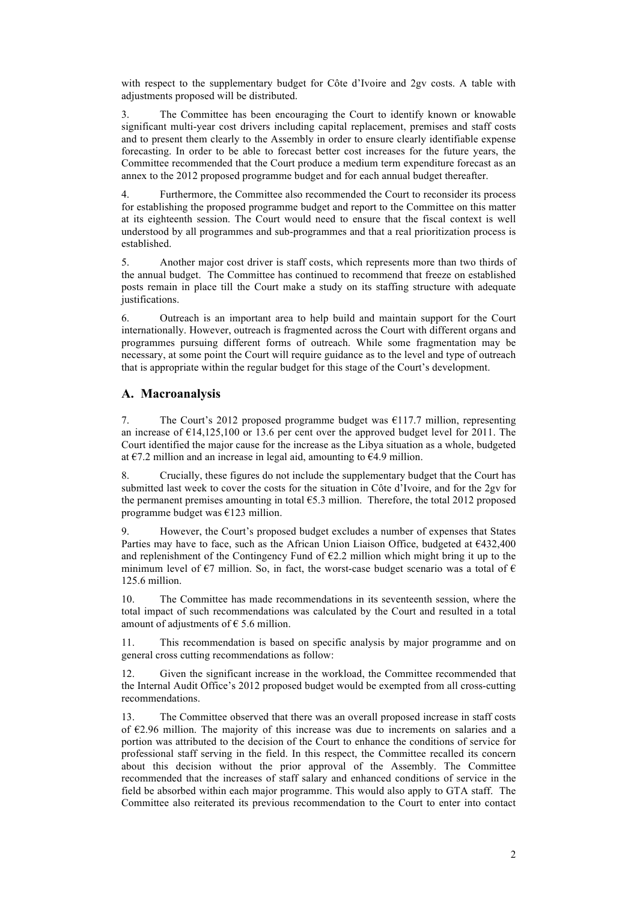with respect to the supplementary budget for Côte d'Ivoire and 2gv costs. A table with adjustments proposed will be distributed.

3. The Committee has been encouraging the Court to identify known or knowable significant multi-year cost drivers including capital replacement, premises and staff costs and to present them clearly to the Assembly in order to ensure clearly identifiable expense forecasting. In order to be able to forecast better cost increases for the future years, the Committee recommended that the Court produce a medium term expenditure forecast as an annex to the 2012 proposed programme budget and for each annual budget thereafter.

4. Furthermore, the Committee also recommended the Court to reconsider its process for establishing the proposed programme budget and report to the Committee on this matter at its eighteenth session. The Court would need to ensure that the fiscal context is well understood by all programmes and sub-programmes and that a real prioritization process is established.

5. Another major cost driver is staff costs, which represents more than two thirds of the annual budget. The Committee has continued to recommend that freeze on established posts remain in place till the Court make a study on its staffing structure with adequate justifications.

6. Outreach is an important area to help build and maintain support for the Court internationally. However, outreach is fragmented across the Court with different organs and programmes pursuing different forms of outreach. While some fragmentation may be necessary, at some point the Court will require guidance as to the level and type of outreach that is appropriate within the regular budget for this stage of the Court's development.

## A. Macroanalysis

7. The Court's 2012 proposed programme budget was €117.7 million, representing an increase of €14,125,100 or 13.6 per cent over the approved budget level for 2011. The Court identified the major cause for the increase as the Libya situation as a whole, budgeted at €7.2 million and an increase in legal aid, amounting to €4.9 million.

8. Crucially, these figures do not include the supplementary budget that the Court has submitted last week to cover the costs for the situation in Côte d'Ivoire, and for the 2gv for the permanent premises amounting in total €5.3 million. Therefore, the total 2012 proposed programme budget was €123 million.

9. However, the Court's proposed budget excludes a number of expenses that States Parties may have to face, such as the African Union Liaison Office, budgeted at €432,400 and replenishment of the Contingency Fund of €2.2 million which might bring it up to the minimum level of €7 million. So, in fact, the worst-case budget scenario was a total of € 125.6 million.

10. The Committee has made recommendations in its seventeenth session, where the total impact of such recommendations was calculated by the Court and resulted in a total amount of adjustments of € 5.6 million.

11. This recommendation is based on specific analysis by major programme and on general cross cutting recommendations as follow:

12. Given the significant increase in the workload, the Committee recommended that the Internal Audit Office's 2012 proposed budget would be exempted from all cross-cutting recommendations.

13. The Committee observed that there was an overall proposed increase in staff costs of €2.96 million. The majority of this increase was due to increments on salaries and a portion was attributed to the decision of the Court to enhance the conditions of service for professional staff serving in the field. In this respect, the Committee recalled its concern about this decision without the prior approval of the Assembly. The Committee recommended that the increases of staff salary and enhanced conditions of service in the field be absorbed within each major programme. This would also apply to GTA staff. The Committee also reiterated its previous recommendation to the Court to enter into contact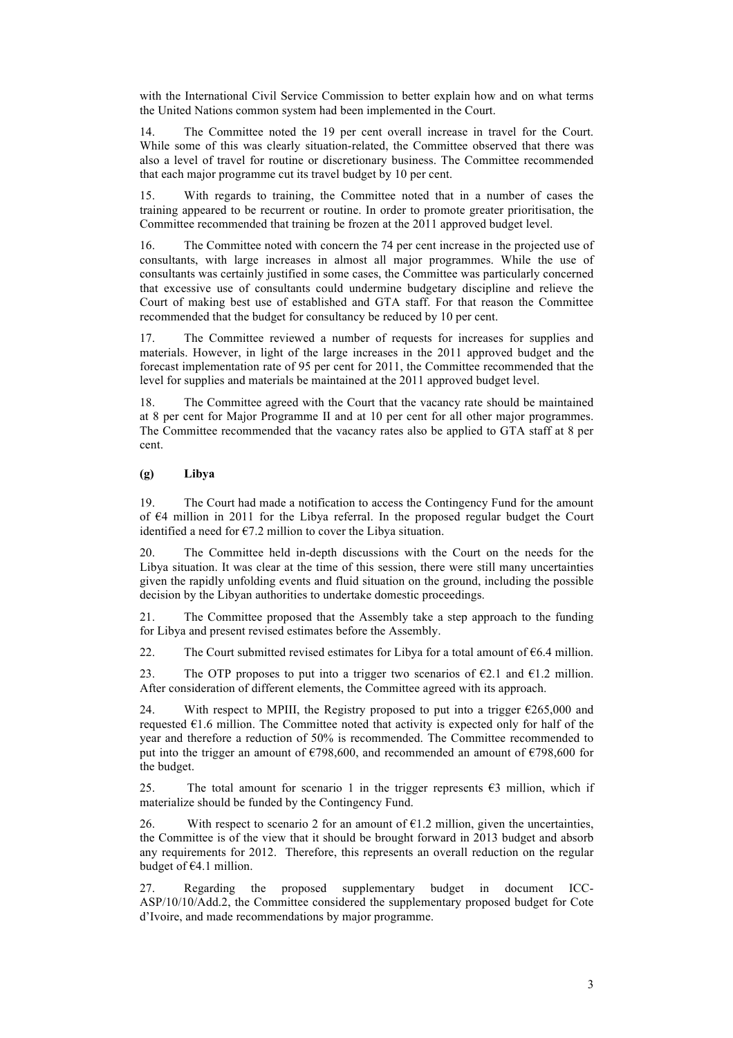with the International Civil Service Commission to better explain how and on what terms the United Nations common system had been implemented in the Court.

14. The Committee noted the 19 per cent overall increase in travel for the Court. While some of this was clearly situation-related, the Committee observed that there was also a level of travel for routine or discretionary business. The Committee recommended that each major programme cut its travel budget by 10 per cent.

15. With regards to training, the Committee noted that in a number of cases the training appeared to be recurrent or routine. In order to promote greater prioritisation, the Committee recommended that training be frozen at the 2011 approved budget level.

16. The Committee noted with concern the 74 per cent increase in the projected use of consultants, with large increases in almost all major programmes. While the use of consultants was certainly justified in some cases, the Committee was particularly concerned that excessive use of consultants could undermine budgetary discipline and relieve the Court of making best use of established and GTA staff. For that reason the Committee recommended that the budget for consultancy be reduced by 10 per cent.

17. The Committee reviewed a number of requests for increases for supplies and materials. However, in light of the large increases in the 2011 approved budget and the forecast implementation rate of 95 per cent for 2011, the Committee recommended that the level for supplies and materials be maintained at the 2011 approved budget level.

18. The Committee agreed with the Court that the vacancy rate should be maintained at 8 per cent for Major Programme II and at 10 per cent for all other major programmes. The Committee recommended that the vacancy rates also be applied to GTA staff at 8 per cent.

### (g) Libya

19. The Court had made a notification to access the Contingency Fund for the amount of €4 million in 2011 for the Libya referral. In the proposed regular budget the Court identified a need for €7.2 million to cover the Libya situation.

20. The Committee held in-depth discussions with the Court on the needs for the Libya situation. It was clear at the time of this session, there were still many uncertainties given the rapidly unfolding events and fluid situation on the ground, including the possible decision by the Libyan authorities to undertake domestic proceedings.

21. The Committee proposed that the Assembly take a step approach to the funding for Libya and present revised estimates before the Assembly.

22. The Court submitted revised estimates for Libya for a total amount of €6.4 million.

23. The OTP proposes to put into a trigger two scenarios of €2.1 and €1.2 million. After consideration of different elements, the Committee agreed with its approach.

24. With respect to MPIII, the Registry proposed to put into a trigger €265,000 and requested €1.6 million. The Committee noted that activity is expected only for half of the year and therefore a reduction of 50% is recommended. The Committee recommended to put into the trigger an amount of €798,600, and recommended an amount of €798,600 for the budget.

25. The total amount for scenario 1 in the trigger represents €3 million, which if materialize should be funded by the Contingency Fund.

26. With respect to scenario 2 for an amount of €1.2 million, given the uncertainties, the Committee is of the view that it should be brought forward in 2013 budget and absorb any requirements for 2012. Therefore, this represents an overall reduction on the regular budget of €4.1 million.

27. Regarding the proposed supplementary budget in document ICC-ASP/10/10/Add.2, the Committee considered the supplementary proposed budget for Cote d'Ivoire, and made recommendations by major programme.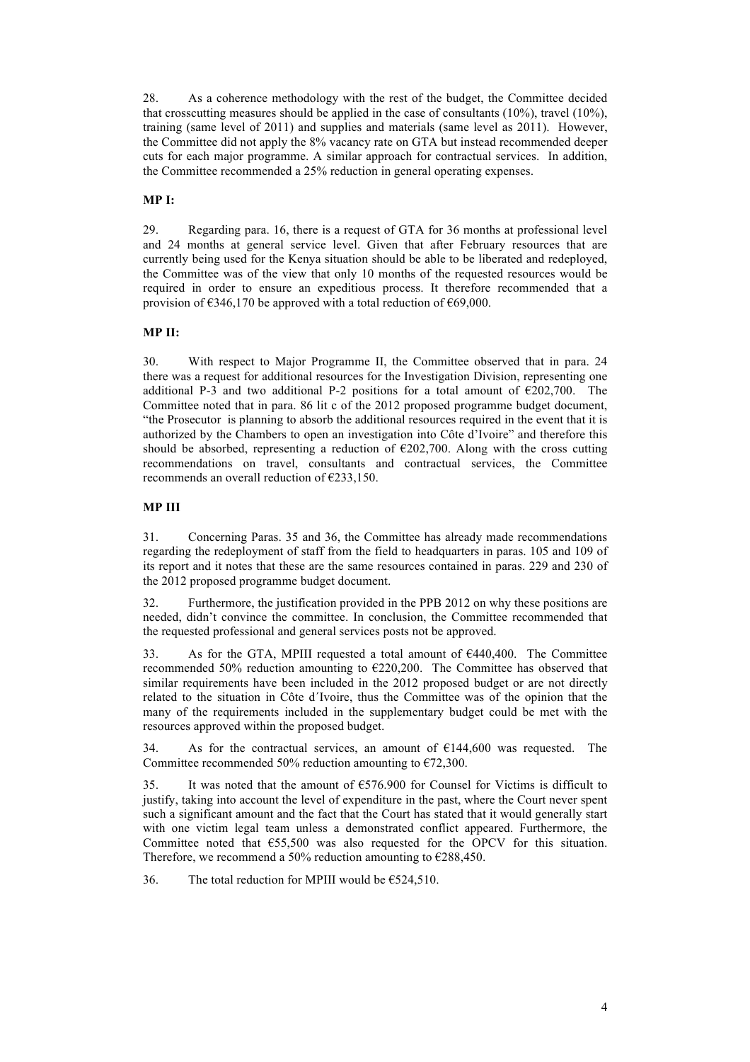28. As a coherence methodology with the rest of the budget, the Committee decided that crosscutting measures should be applied in the case of consultants (10%), travel (10%), training (same level of 2011) and supplies and materials (same level as 2011). However, the Committee did not apply the 8% vacancy rate on GTA but instead recommended deeper cuts for each major programme. A similar approach for contractual services. In addition, the Committee recommended a 25% reduction in general operating expenses.

**MP I:**

29. Regarding para. 16, there is a request of GTA for 36 months at professional level and 24 months at general service level. Given that after February resources that are currently being used for the Kenya situation should be able to be liberated and redeployed, the Committee was of the view that only 10 months of the requested resources would be required in order to ensure an expeditious process. It therefore recommended that a provision of €346,170 be approved with a total reduction of €69,000.

**MP II:**

30. With respect to Major Programme II, the Committee observed that in para. 24 there was a request for additional resources for the Investigation Division, representing one additional P-3 and two additional P-2 positions for a total amount of €202,700. The Committee noted that in para. 86 lit c of the 2012 proposed programme budget document, "the Prosecutor is planning to absorb the additional resources required in the event that it is authorized by the Chambers to open an investigation into Côte d'Ivoire" and therefore this should be absorbed, representing a reduction of €202,700. Along with the cross cutting recommendations on travel, consultants and contractual services, the Committee recommends an overall reduction of €233,150.

**MP III**

31. Concerning Paras. 35 and 36, the Committee has already made recommendations regarding the redeployment of staff from the field to headquarters in paras. 105 and 109 of its report and it notes that these are the same resources contained in paras. 229 and 230 of the 2012 proposed programme budget document.

32. Furthermore, the justification provided in the PPB 2012 on why these positions are needed, didn't convince the committee. In conclusion, the Committee recommended that the requested professional and general services posts not be approved.

33. As for the GTA, MPIII requested a total amount of €440,400. The Committee recommended 50% reduction amounting to €220,200. The Committee has observed that similar requirements have been included in the 2012 proposed budget or are not directly related to the situation in Côte d´Ivoire, thus the Committee was of the opinion that the many of the requirements included in the supplementary budget could be met with the resources approved within the proposed budget.

34. As for the contractual services, an amount of €144,600 was requested. The Committee recommended 50% reduction amounting to €72,300.

35. It was noted that the amount of €576.900 for Counsel for Victims is difficult to justify, taking into account the level of expenditure in the past, where the Court never spent such a significant amount and the fact that the Court has stated that it would generally start with one victim legal team unless a demonstrated conflict appeared. Furthermore, the Committee noted that €55,500 was also requested for the OPCV for this situation. Therefore, we recommend a 50% reduction amounting to €288,450.

36. The total reduction for MPIII would be €524,510.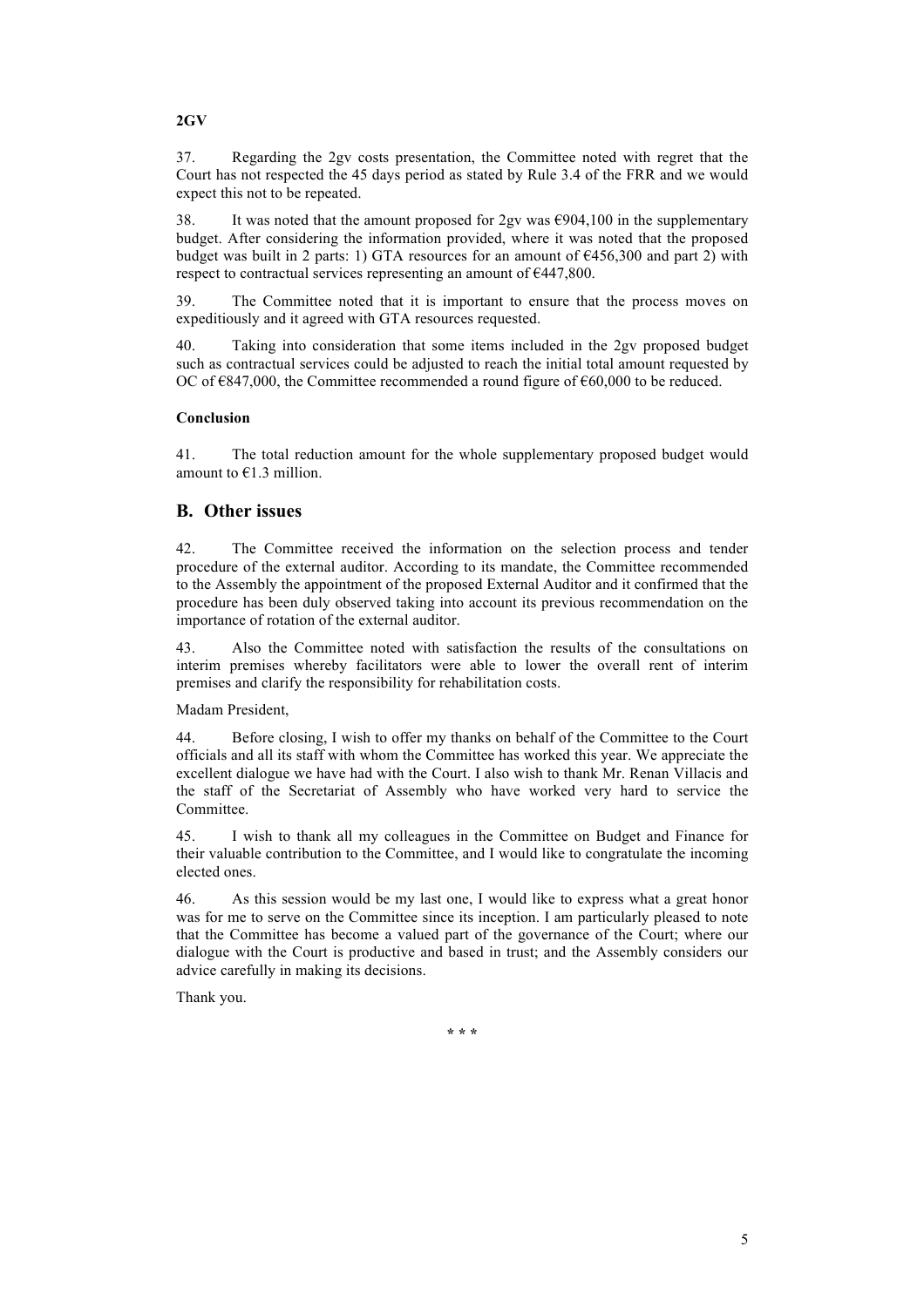**2GV**

37. Regarding the 2gv costs presentation, the Committee noted with regret that the Court has not respected the 45 days period as stated by Rule 3.4 of the FRR and we would expect this not to be repeated.

38. It was noted that the amount proposed for 2gv was €904,100 in the supplementary budget. After considering the information provided, where it was noted that the proposed budget was built in 2 parts: 1) GTA resources for an amount of €456,300 and part 2) with respect to contractual services representing an amount of €447,800.

39. The Committee noted that it is important to ensure that the process moves on expeditiously and it agreed with GTA resources requested.

40. Taking into consideration that some items included in the 2gv proposed budget such as contractual services could be adjusted to reach the initial total amount requested by OC of €847,000, the Committee recommended a round figure of €60,000 to be reduced.

**Conclusion**

41. The total reduction amount for the whole supplementary proposed budget would amount to €1.3 million.

## B. Other issues

42. The Committee received the information on the selection process and tender procedure of the external auditor. According to its mandate, the Committee recommended to the Assembly the appointment of the proposed External Auditor and it confirmed that the procedure has been duly observed taking into account its previous recommendation on the importance of rotation of the external auditor.

43. Also the Committee noted with satisfaction the results of the consultations on interim premises whereby facilitators were able to lower the overall rent of interim premises and clarify the responsibility for rehabilitation costs.

Madam President,

44. Before closing, I wish to offer my thanks on behalf of the Committee to the Court officials and all its staff with whom the Committee has worked this year. We appreciate the excellent dialogue we have had with the Court. I also wish to thank Mr. Renan Villacis and the staff of the Secretariat of Assembly who have worked very hard to service the Committee.

45. I wish to thank all my colleagues in the Committee on Budget and Finance for their valuable contribution to the Committee, and I would like to congratulate the incoming elected ones.

46. As this session would be my last one, I would like to express what a great honor was for me to serve on the Committee since its inception. I am particularly pleased to note that the Committee has become a valued part of the governance of the Court; where our dialogue with the Court is productive and based in trust; and the Assembly considers our advice carefully in making its decisions.

Thank you.

\* \* \*